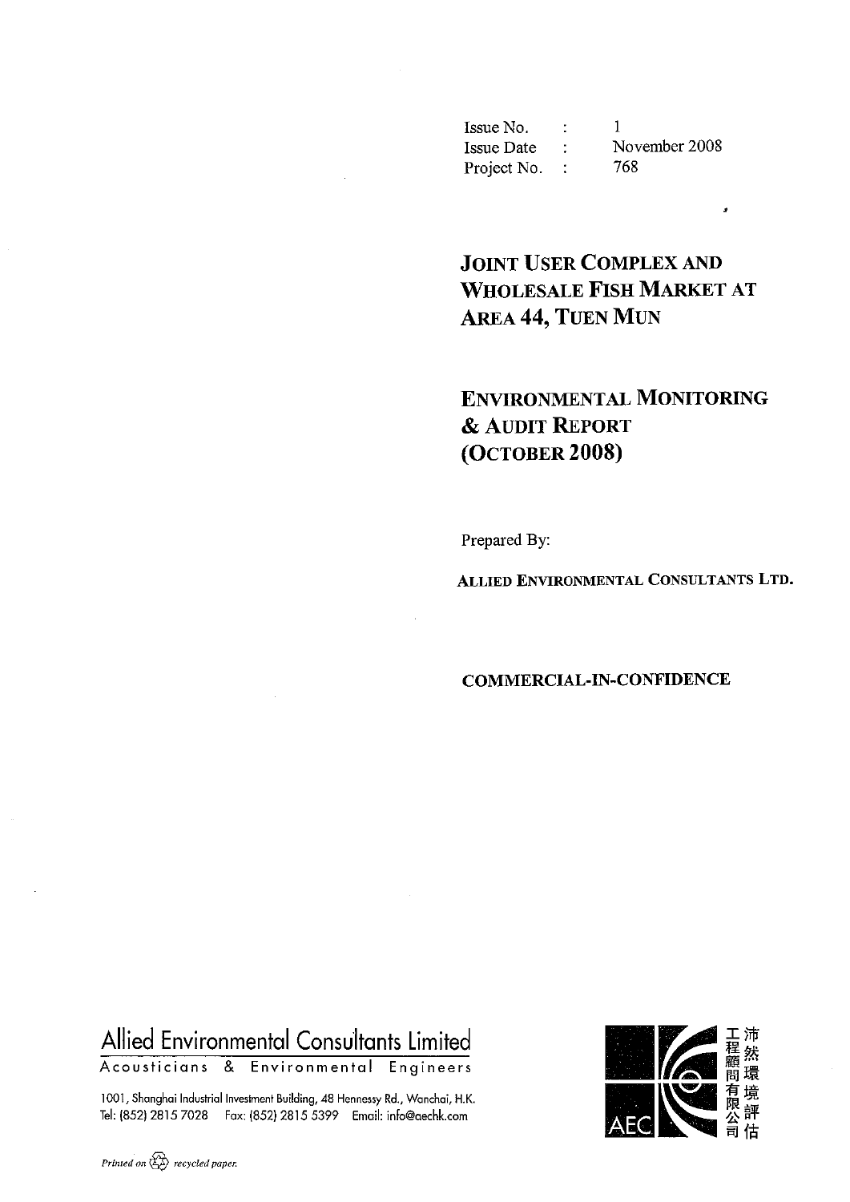| Issue No. | : | 1 |
|---|---|---|
| Issue Date | : | November 2008 |
| Project No. | : | 768 |

# JOINT USER COMPLEX AND WHOLESALE FISH MARKET AT AREA 44, TUEN MUN

# ENVIRONMENTAL MONITORING & AUDIT REPORT (OCTOBER 2008)

Prepared By:

**ALLIED ENVIRONMENTAL CONSULTANTS LTD.**

**COMMERCIAL-IN-CONFIDENCE**

Allied Environmental Consultants Limited

Acousticians & Environmental Engineers

1001, Shanghai Industrial Investment Building, 48 Hennessy Rd., Wanchai, H.K.
Tel: (852) 2815 7028 Fax: (852) 2815 5399 Email: info@aechk.com

AEC 沛然環境評估工程顧問有限公司

*Printed on recycled paper.*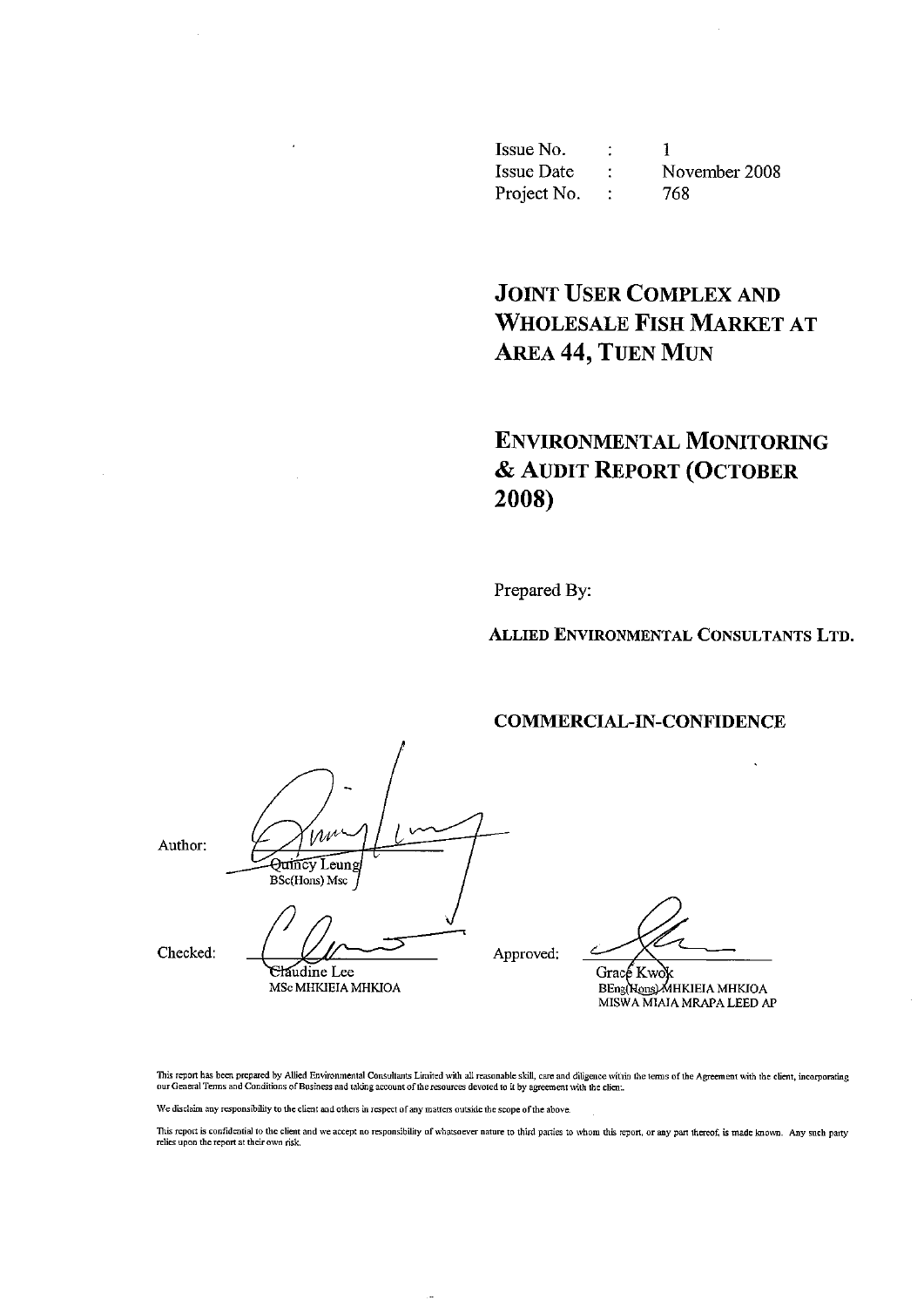| Issue No. | : | 1 |
| --- | --- | --- |
| Issue Date | : | November 2008 |
| Project No. | : | 768 |

# JOINT USER COMPLEX AND WHOLESALE FISH MARKET AT AREA 44, TUEN MUN

# ENVIRONMENTAL MONITORING & AUDIT REPORT (OCTOBER 2008)

Prepared By:

**ALLIED ENVIRONMENTAL CONSULTANTS LTD.**

**COMMERCIAL-IN-CONFIDENCE**

Author:

Quincy Leung
BSc(Hons) Msc

Checked:

Claudine Lee
MSc MHKIEIA MHKIOA

Approved:

Grace Kwok
BEng(Hons) MHKIEIA MHKIOA
MISWA MIAIA MRAPA LEED AP

This report has been prepared by Allied Environmental Consultants Limited with all reasonable skill, care and diligence within the terms of the Agreement with the client, incorporating our General Terms and Conditions of Business and taking account of the resources devoted to it by agreement with the client.

We disclaim any responsibility to the client and others in respect of any matters outside the scope of the above.

This report is confidential to the client and we accept no responsibility of whatsoever nature to third parties to whom this report, or any part thereof, is made known. Any such party relies upon the report at their own risk.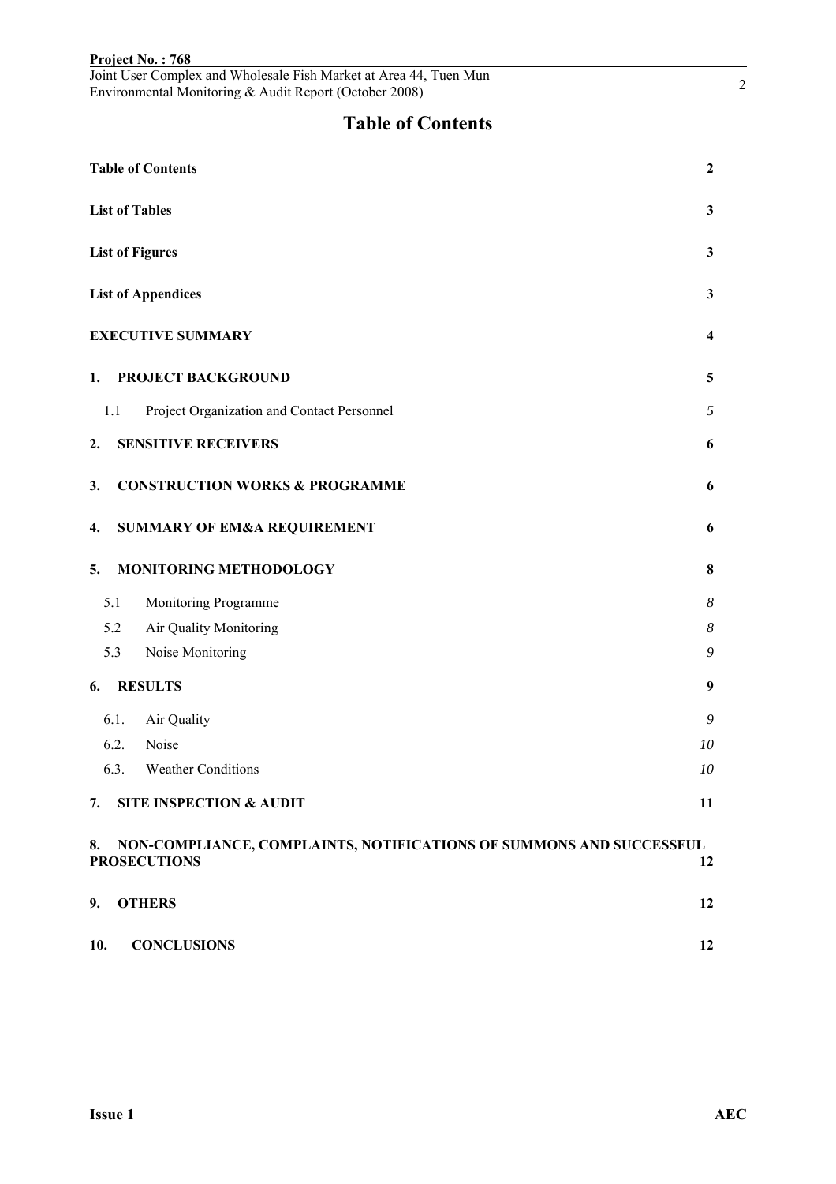# Table of Contents

| | |
|---|---|
| **Table of Contents** | **2** |
| **List of Tables** | **3** |
| **List of Figures** | **3** |
| **List of Appendices** | **3** |
| **EXECUTIVE SUMMARY** | **4** |
| **1. PROJECT BACKGROUND** | **5** |
| 1.1 Project Organization and Contact Personnel | *5* |
| **2. SENSITIVE RECEIVERS** | **6** |
| **3. CONSTRUCTION WORKS & PROGRAMME** | **6** |
| **4. SUMMARY OF EM&A REQUIREMENT** | **6** |
| **5. MONITORING METHODOLOGY** | **8** |
| 5.1 Monitoring Programme | *8* |
| 5.2 Air Quality Monitoring | *8* |
| 5.3 Noise Monitoring | *9* |
| **6. RESULTS** | **9** |
| 6.1. Air Quality | *9* |
| 6.2. Noise | *10* |
| 6.3. Weather Conditions | *10* |
| **7. SITE INSPECTION & AUDIT** | **11** |
| **8. NON-COMPLIANCE, COMPLAINTS, NOTIFICATIONS OF SUMMONS AND SUCCESSFUL PROSECUTIONS** | **12** |
| **9. OTHERS** | **12** |
| **10. CONCLUSIONS** | **12** |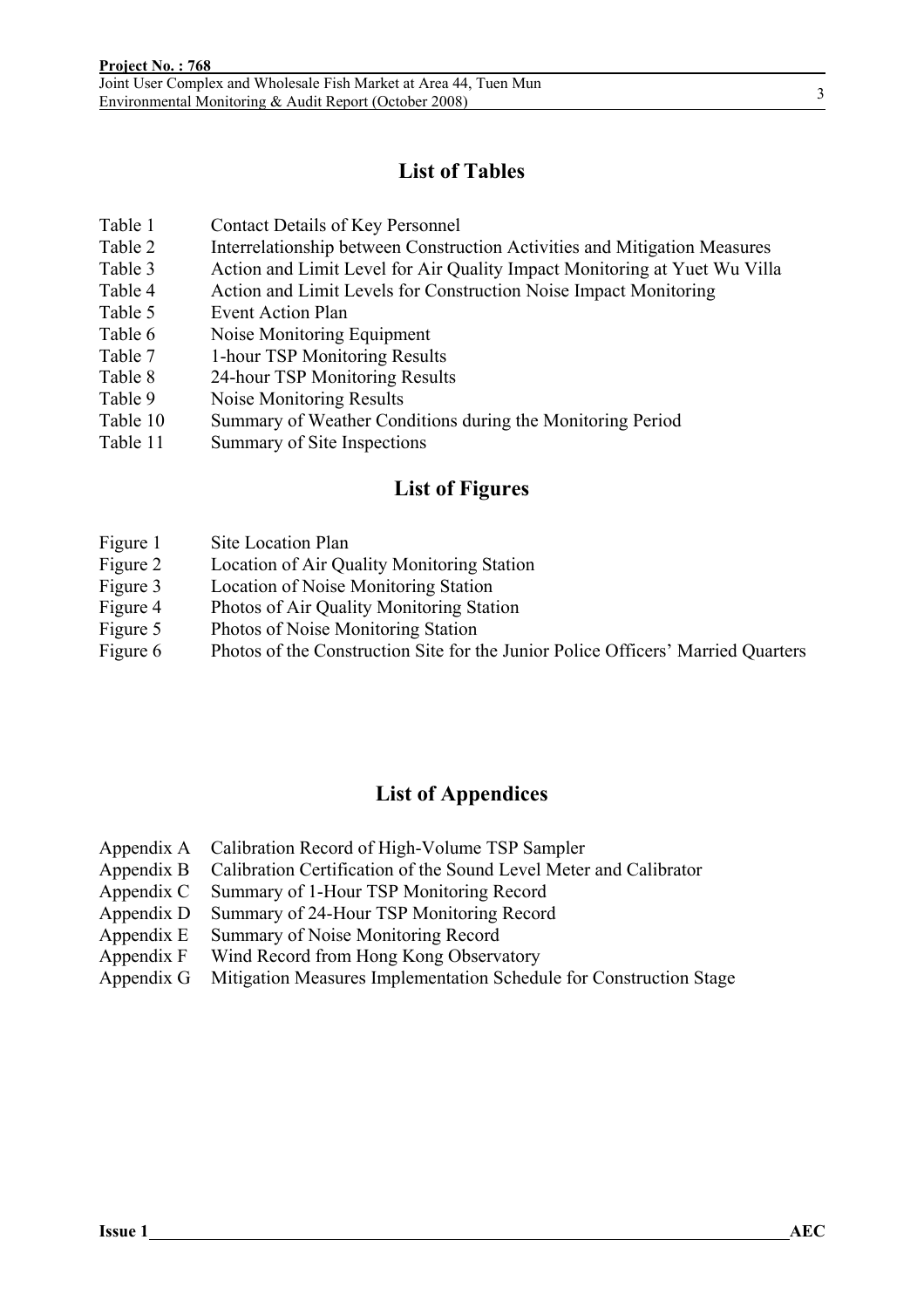## List of Tables

| | |
|---|---|
| Table 1 | Contact Details of Key Personnel |
| Table 2 | Interrelationship between Construction Activities and Mitigation Measures |
| Table 3 | Action and Limit Level for Air Quality Impact Monitoring at Yuet Wu Villa |
| Table 4 | Action and Limit Levels for Construction Noise Impact Monitoring |
| Table 5 | Event Action Plan |
| Table 6 | Noise Monitoring Equipment |
| Table 7 | 1-hour TSP Monitoring Results |
| Table 8 | 24-hour TSP Monitoring Results |
| Table 9 | Noise Monitoring Results |
| Table 10 | Summary of Weather Conditions during the Monitoring Period |
| Table 11 | Summary of Site Inspections |

## List of Figures

| | |
|---|---|
| Figure 1 | Site Location Plan |
| Figure 2 | Location of Air Quality Monitoring Station |
| Figure 3 | Location of Noise Monitoring Station |
| Figure 4 | Photos of Air Quality Monitoring Station |
| Figure 5 | Photos of Noise Monitoring Station |
| Figure 6 | Photos of the Construction Site for the Junior Police Officers' Married Quarters |

## List of Appendices

| | |
|---|---|
| Appendix A | Calibration Record of High-Volume TSP Sampler |
| Appendix B | Calibration Certification of the Sound Level Meter and Calibrator |
| Appendix C | Summary of 1-Hour TSP Monitoring Record |
| Appendix D | Summary of 24-Hour TSP Monitoring Record |
| Appendix E | Summary of Noise Monitoring Record |
| Appendix F | Wind Record from Hong Kong Observatory |
| Appendix G | Mitigation Measures Implementation Schedule for Construction Stage |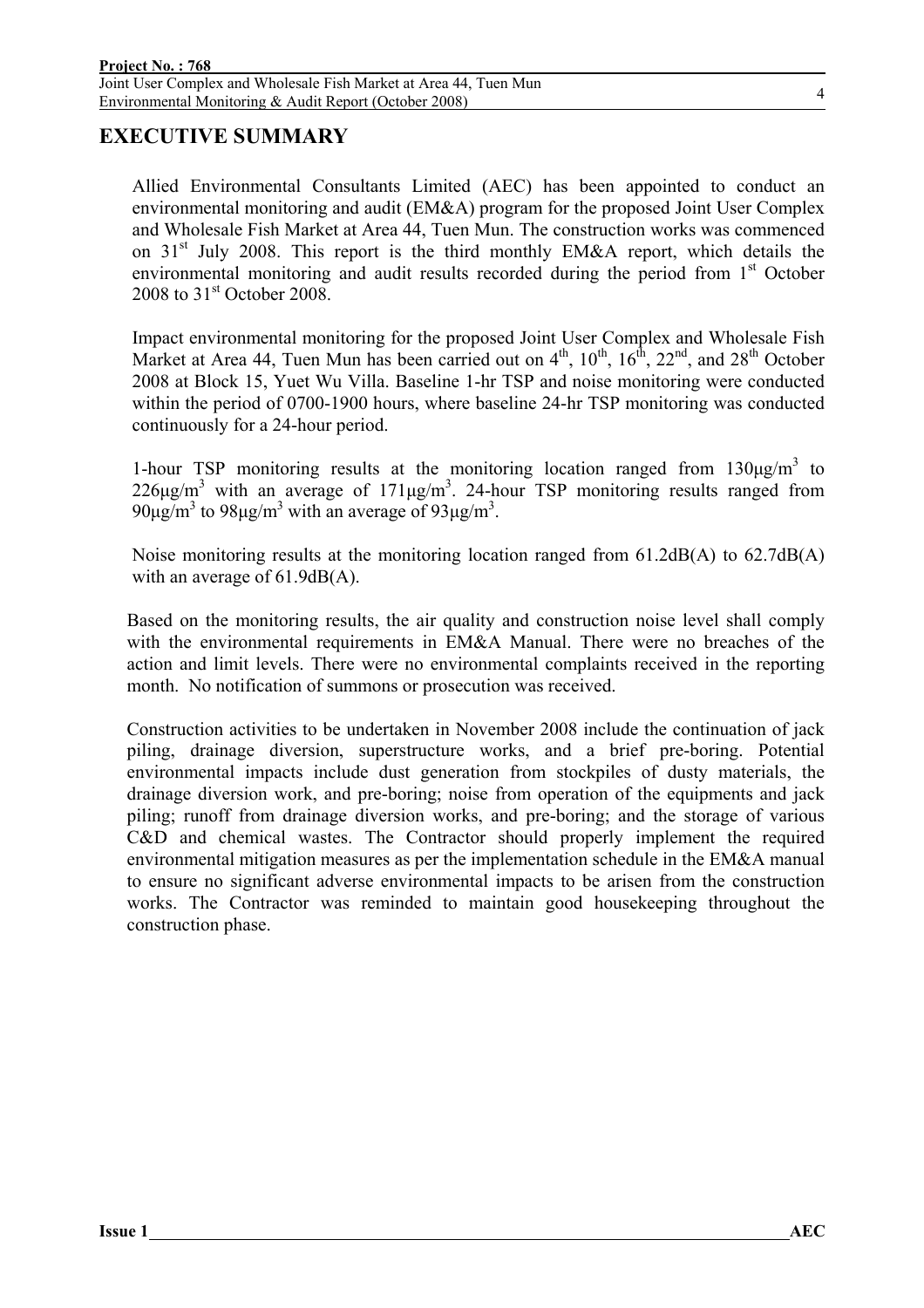## EXECUTIVE SUMMARY

Allied Environmental Consultants Limited (AEC) has been appointed to conduct an environmental monitoring and audit (EM&A) program for the proposed Joint User Complex and Wholesale Fish Market at Area 44, Tuen Mun. The construction works was commenced on 31st July 2008. This report is the third monthly EM&A report, which details the environmental monitoring and audit results recorded during the period from 1st October 2008 to 31st October 2008.

Impact environmental monitoring for the proposed Joint User Complex and Wholesale Fish Market at Area 44, Tuen Mun has been carried out on 4th, 10th, 16th, 22nd, and 28th October 2008 at Block 15, Yuet Wu Villa. Baseline 1-hr TSP and noise monitoring were conducted within the period of 0700-1900 hours, where baseline 24-hr TSP monitoring was conducted continuously for a 24-hour period.

1-hour TSP monitoring results at the monitoring location ranged from $130\mu g/m^3$ to $226\mu g/m^3$ with an average of $171\mu g/m^3$. 24-hour TSP monitoring results ranged from $90\mu g/m^3$ to $98\mu g/m^3$ with an average of $93\mu g/m^3$.

Noise monitoring results at the monitoring location ranged from 61.2dB(A) to 62.7dB(A) with an average of 61.9dB(A).

Based on the monitoring results, the air quality and construction noise level shall comply with the environmental requirements in EM&A Manual. There were no breaches of the action and limit levels. There were no environmental complaints received in the reporting month. No notification of summons or prosecution was received.

Construction activities to be undertaken in November 2008 include the continuation of jack piling, drainage diversion, superstructure works, and a brief pre-boring. Potential environmental impacts include dust generation from stockpiles of dusty materials, the drainage diversion work, and pre-boring; noise from operation of the equipments and jack piling; runoff from drainage diversion works, and pre-boring; and the storage of various C&D and chemical wastes. The Contractor should properly implement the required environmental mitigation measures as per the implementation schedule in the EM&A manual to ensure no significant adverse environmental impacts to be arisen from the construction works. The Contractor was reminded to maintain good housekeeping throughout the construction phase.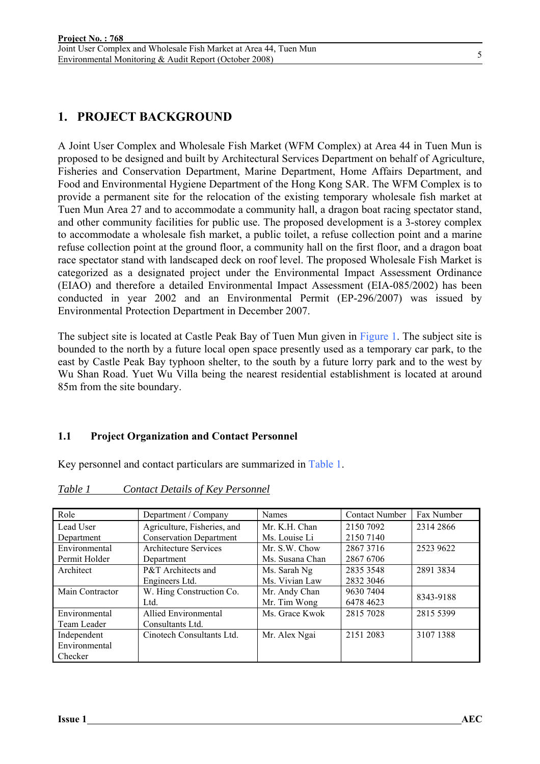# 1. PROJECT BACKGROUND

A Joint User Complex and Wholesale Fish Market (WFM Complex) at Area 44 in Tuen Mun is proposed to be designed and built by Architectural Services Department on behalf of Agriculture, Fisheries and Conservation Department, Marine Department, Home Affairs Department, and Food and Environmental Hygiene Department of the Hong Kong SAR. The WFM Complex is to provide a permanent site for the relocation of the existing temporary wholesale fish market at Tuen Mun Area 27 and to accommodate a community hall, a dragon boat racing spectator stand, and other community facilities for public use. The proposed development is a 3-storey complex to accommodate a wholesale fish market, a public toilet, a refuse collection point and a marine refuse collection point at the ground floor, a community hall on the first floor, and a dragon boat race spectator stand with landscaped deck on roof level. The proposed Wholesale Fish Market is categorized as a designated project under the Environmental Impact Assessment Ordinance (EIAO) and therefore a detailed Environmental Impact Assessment (EIA-085/2002) has been conducted in year 2002 and an Environmental Permit (EP-296/2007) was issued by Environmental Protection Department in December 2007.

The subject site is located at Castle Peak Bay of Tuen Mun given in Figure 1. The subject site is bounded to the north by a future local open space presently used as a temporary car park, to the east by Castle Peak Bay typhoon shelter, to the south by a future lorry park and to the west by Wu Shan Road. Yuet Wu Villa being the nearest residential establishment is located at around 85m from the site boundary.

## 1.1 Project Organization and Contact Personnel

Key personnel and contact particulars are summarized in Table 1.

*Table 1 Contact Details of Key Personnel*

| Role | Department / Company | Names | Contact Number | Fax Number |
|---|---|---|---|---|
| Lead User Department | Agriculture, Fisheries, and Conservation Department | Mr. K.H. Chan<br>Ms. Louise Li | 2150 7092<br>2150 7140 | 2314 2866 |
| Environmental Permit Holder | Architecture Services Department | Mr. S.W. Chow<br>Ms. Susana Chan | 2867 3716<br>2867 6706 | 2523 9622 |
| Architect | P&T Architects and Engineers Ltd. | Ms. Sarah Ng<br>Ms. Vivian Law | 2835 3548<br>2832 3046 | 2891 3834 |
| Main Contractor | W. Hing Construction Co. Ltd. | Mr. Andy Chan<br>Mr. Tim Wong | 9630 7404<br>6478 4623 | 8343-9188 |
| Environmental Team Leader | Allied Environmental Consultants Ltd. | Ms. Grace Kwok | 2815 7028 | 2815 5399 |
| Independent Environmental Checker | Cinotech Consultants Ltd. | Mr. Alex Ngai | 2151 2083 | 3107 1388 |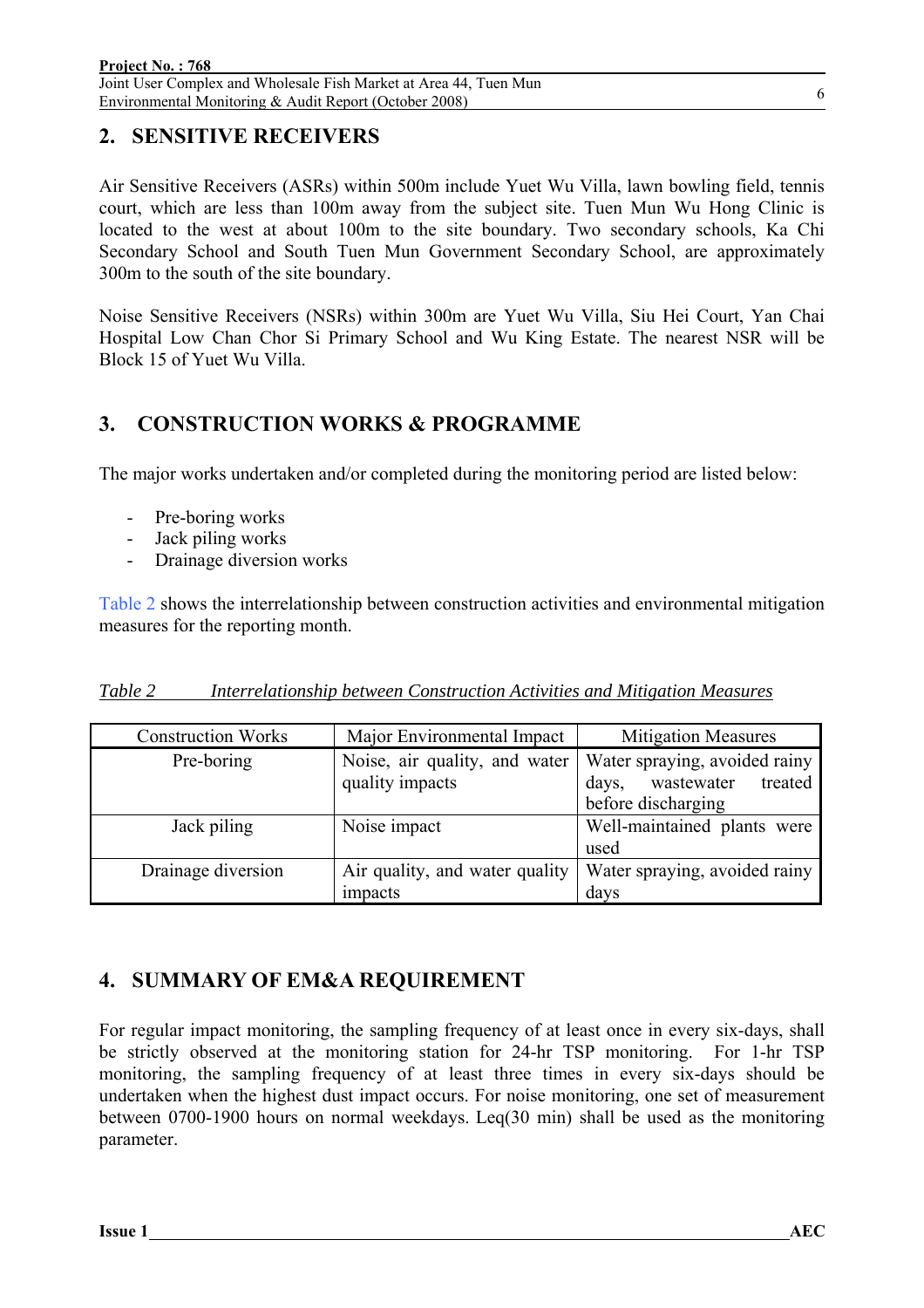## 2. SENSITIVE RECEIVERS

Air Sensitive Receivers (ASRs) within 500m include Yuet Wu Villa, lawn bowling field, tennis court, which are less than 100m away from the subject site. Tuen Mun Wu Hong Clinic is located to the west at about 100m to the site boundary. Two secondary schools, Ka Chi Secondary School and South Tuen Mun Government Secondary School, are approximately 300m to the south of the site boundary.

Noise Sensitive Receivers (NSRs) within 300m are Yuet Wu Villa, Siu Hei Court, Yan Chai Hospital Low Chan Chor Si Primary School and Wu King Estate. The nearest NSR will be Block 15 of Yuet Wu Villa.

## 3. CONSTRUCTION WORKS & PROGRAMME

The major works undertaken and/or completed during the monitoring period are listed below:

- Pre-boring works
- Jack piling works
- Drainage diversion works

Table 2 shows the interrelationship between construction activities and environmental mitigation measures for the reporting month.

*Table 2 Interrelationship between Construction Activities and Mitigation Measures*

| Construction Works | Major Environmental Impact | Mitigation Measures |
|---|---|---|
| Pre-boring | Noise, air quality, and water quality impacts | Water spraying, avoided rainy days, wastewater treated before discharging |
| Jack piling | Noise impact | Well-maintained plants were used |
| Drainage diversion | Air quality, and water quality impacts | Water spraying, avoided rainy days |

## 4. SUMMARY OF EM&A REQUIREMENT

For regular impact monitoring, the sampling frequency of at least once in every six-days, shall be strictly observed at the monitoring station for 24-hr TSP monitoring. For 1-hr TSP monitoring, the sampling frequency of at least three times in every six-days should be undertaken when the highest dust impact occurs. For noise monitoring, one set of measurement between 0700-1900 hours on normal weekdays. Leq(30 min) shall be used as the monitoring parameter.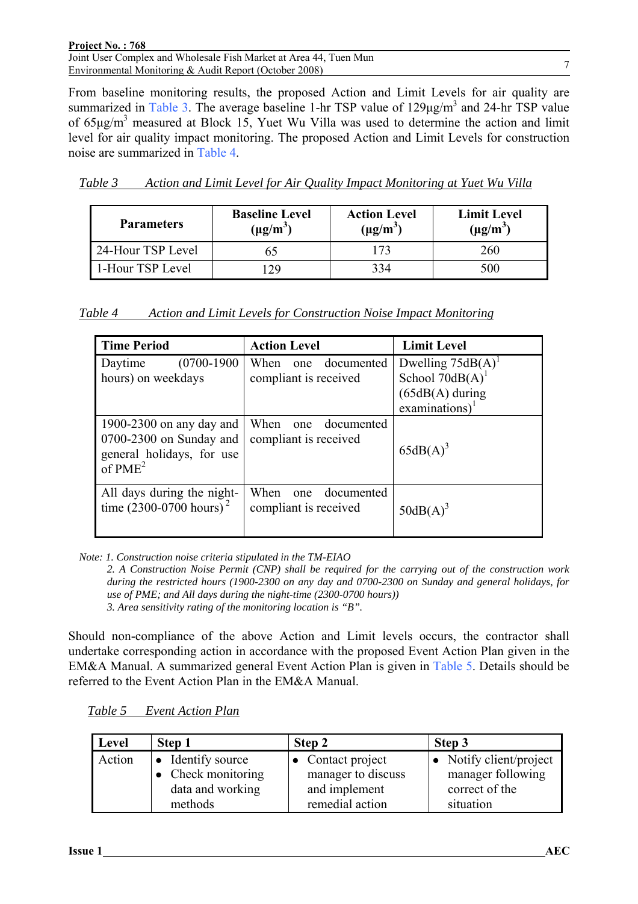From baseline monitoring results, the proposed Action and Limit Levels for air quality are summarized in Table 3. The average baseline 1-hr TSP value of 129µg/m$^3$ and 24-hr TSP value of 65µg/m$^3$ measured at Block 15, Yuet Wu Villa was used to determine the action and limit level for air quality impact monitoring. The proposed Action and Limit Levels for construction noise are summarized in Table 4.

*Table 3 Action and Limit Level for Air Quality Impact Monitoring at Yuet Wu Villa*

| Parameters | Baseline Level (µg/m$^3$) | Action Level (µg/m$^3$) | Limit Level (µg/m$^3$) |
|---|---|---|---|
| 24-Hour TSP Level | 65 | 173 | 260 |
| 1-Hour TSP Level | 129 | 334 | 500 |

*Table 4 Action and Limit Levels for Construction Noise Impact Monitoring*

| Time Period | Action Level | Limit Level |
|---|---|---|
| Daytime (0700-1900 hours) on weekdays | When one documented compliant is received | Dwelling 75dB(A)[1] School 70dB(A)[1] (65dB(A) during examinations)[1] |
| 1900-2300 on any day and 0700-2300 on Sunday and general holidays, for use of PME[2] | When one documented compliant is received | 65dB(A)[3] |
| All days during the night-time (2300-0700 hours)[2] | When one documented compliant is received | 50dB(A)[3] |

*Note: 1. Construction noise criteria stipulated in the TM-EIAO*
*2. A Construction Noise Permit (CNP) shall be required for the carrying out of the construction work during the restricted hours (1900-2300 on any day and 0700-2300 on Sunday and general holidays, for use of PME; and All days during the night-time (2300-0700 hours))*
*3. Area sensitivity rating of the monitoring location is "B".*

Should non-compliance of the above Action and Limit levels occurs, the contractor shall undertake corresponding action in accordance with the proposed Event Action Plan given in the EM&A Manual. A summarized general Event Action Plan is given in Table 5. Details should be referred to the Event Action Plan in the EM&A Manual.

*Table 5 Event Action Plan*

| Level | Step 1 | Step 2 | Step 3 |
|---|---|---|---|
| Action | • Identify source<br>• Check monitoring data and working methods | • Contact project manager to discuss and implement remedial action | • Notify client/project manager following correct of the situation |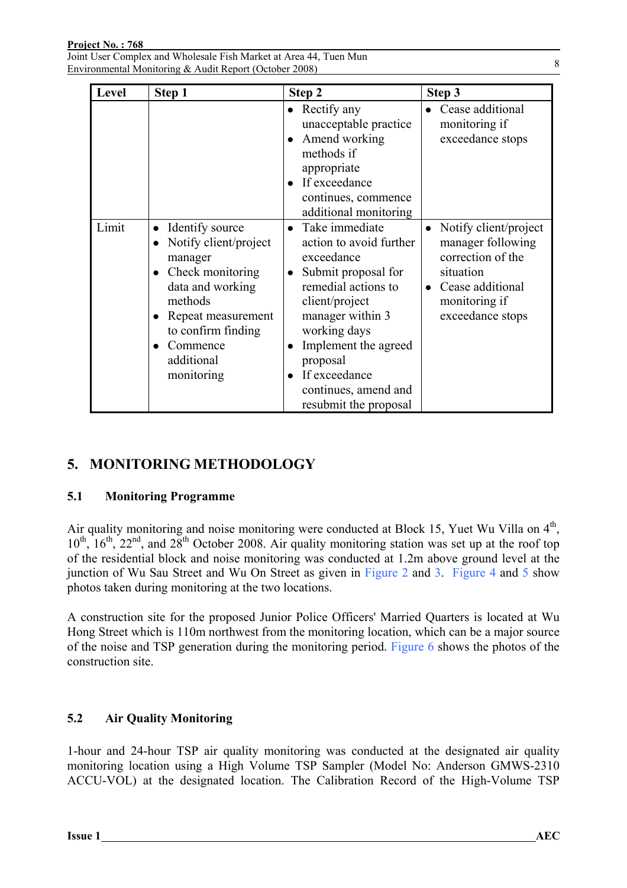| Level | Step 1 | Step 2 | Step 3 |
|---|---|---|---|
| | | • Rectify any unacceptable practice<br>• Amend working methods if appropriate<br>• If exceedance continues, commence additional monitoring | • Cease additional monitoring if exceedance stops |
| Limit | • Identify source<br>• Notify client/project manager<br>• Check monitoring data and working methods<br>• Repeat measurement to confirm finding<br>• Commence additional monitoring | • Take immediate action to avoid further exceedance<br>• Submit proposal for remedial actions to client/project manager within 3 working days<br>• Implement the agreed proposal<br>• If exceedance continues, amend and resubmit the proposal | • Notify client/project manager following correction of the situation<br>• Cease additional monitoring if exceedance stops |

## 5. MONITORING METHODOLOGY

### 5.1 Monitoring Programme

Air quality monitoring and noise monitoring were conducted at Block 15, Yuet Wu Villa on 4th, 10th, 16th, 22nd, and 28th October 2008. Air quality monitoring station was set up at the roof top of the residential block and noise monitoring was conducted at 1.2m above ground level at the junction of Wu Sau Street and Wu On Street as given in Figure 2 and 3. Figure 4 and 5 show photos taken during monitoring at the two locations.

A construction site for the proposed Junior Police Officers' Married Quarters is located at Wu Hong Street which is 110m northwest from the monitoring location, which can be a major source of the noise and TSP generation during the monitoring period. Figure 6 shows the photos of the construction site.

### 5.2 Air Quality Monitoring

1-hour and 24-hour TSP air quality monitoring was conducted at the designated air quality monitoring location using a High Volume TSP Sampler (Model No: Anderson GMWS-2310 ACCU-VOL) at the designated location. The Calibration Record of the High-Volume TSP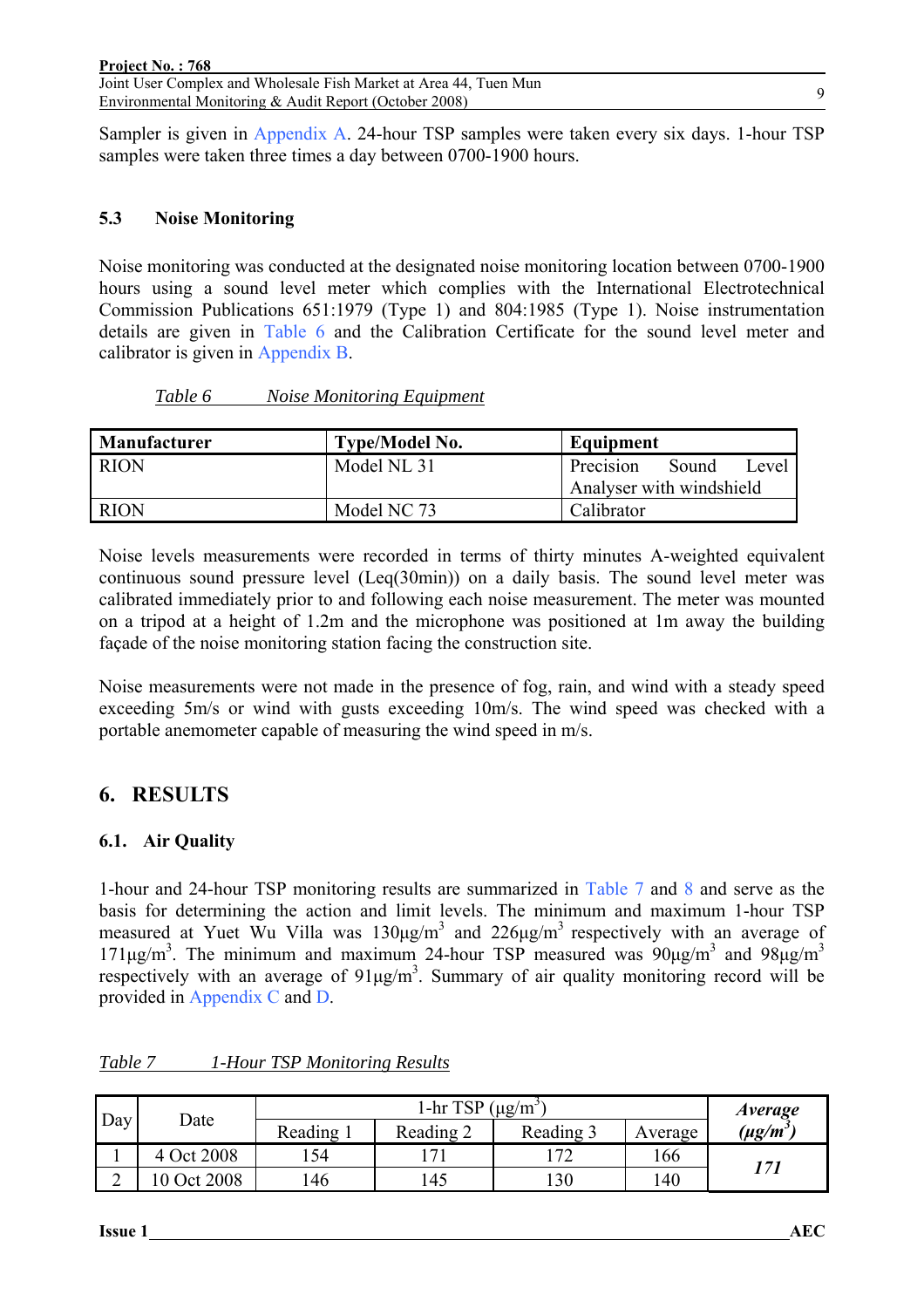Sampler is given in Appendix A. 24-hour TSP samples were taken every six days. 1-hour TSP samples were taken three times a day between 0700-1900 hours.

### 5.3 Noise Monitoring

Noise monitoring was conducted at the designated noise monitoring location between 0700-1900 hours using a sound level meter which complies with the International Electrotechnical Commission Publications 651:1979 (Type 1) and 804:1985 (Type 1). Noise instrumentation details are given in Table 6 and the Calibration Certificate for the sound level meter and calibrator is given in Appendix B.

*Table 6 Noise Monitoring Equipment*

| Manufacturer | Type/Model No. | Equipment |
|---|---|---|
| RION | Model NL 31 | Precision Sound Level Analyser with windshield |
| RION | Model NC 73 | Calibrator |

Noise levels measurements were recorded in terms of thirty minutes A-weighted equivalent continuous sound pressure level (Leq(30min)) on a daily basis. The sound level meter was calibrated immediately prior to and following each noise measurement. The meter was mounted on a tripod at a height of 1.2m and the microphone was positioned at 1m away the building façade of the noise monitoring station facing the construction site.

Noise measurements were not made in the presence of fog, rain, and wind with a steady speed exceeding 5m/s or wind with gusts exceeding 10m/s. The wind speed was checked with a portable anemometer capable of measuring the wind speed in m/s.

## 6. RESULTS

### 6.1. Air Quality

1-hour and 24-hour TSP monitoring results are summarized in Table 7 and 8 and serve as the basis for determining the action and limit levels. The minimum and maximum 1-hour TSP measured at Yuet Wu Villa was 130µg/m$^3$ and 226µg/m$^3$ respectively with an average of 171µg/m$^3$. The minimum and maximum 24-hour TSP measured was 90µg/m$^3$ and 98µg/m$^3$ respectively with an average of 91µg/m$^3$. Summary of air quality monitoring record will be provided in Appendix C and D.

*Table 7 1-Hour TSP Monitoring Results*

| Day | Date | 1-hr TSP (µg/m$^3$) | | | | ***Average (µg/m$^3$)*** |
|---|---|---|---|---|---|---|
| | | Reading 1 | Reading 2 | Reading 3 | Average | |
| 1 | 4 Oct 2008 | 154 | 171 | 172 | 166 | ***171*** |
| 2 | 10 Oct 2008 | 146 | 145 | 130 | 140 | |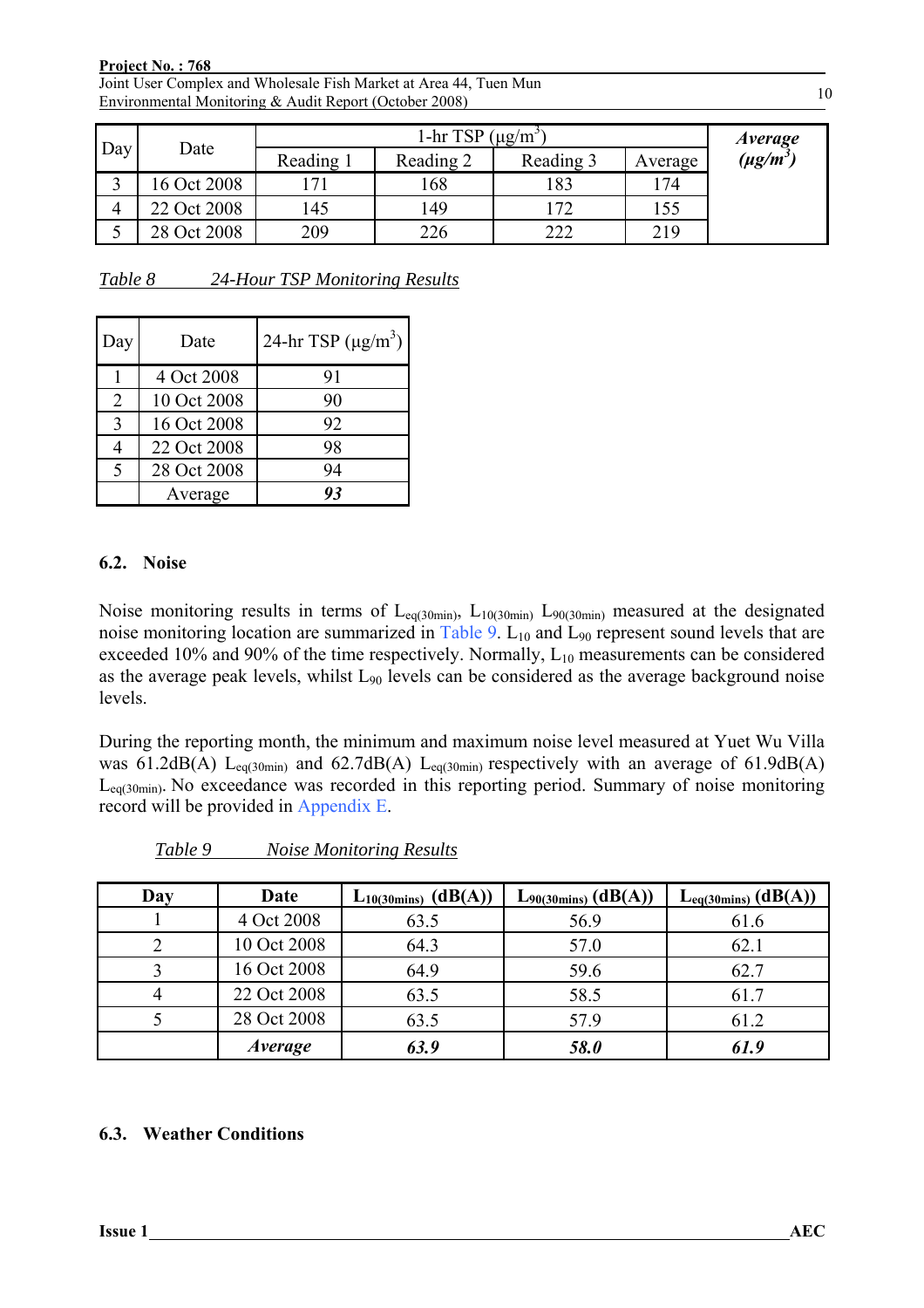| Day | Date | 1-hr TSP (μg/m³) | | | | ***Average (μg/m³)*** |
|---|---|---|---|---|---|---|
| | | Reading 1 | Reading 2 | Reading 3 | Average | |
| 3 | 16 Oct 2008 | 171 | 168 | 183 | 174 | |
| 4 | 22 Oct 2008 | 145 | 149 | 172 | 155 | |
| 5 | 28 Oct 2008 | 209 | 226 | 222 | 219 | |

*Table 8 24-Hour TSP Monitoring Results*

| Day | Date | 24-hr TSP (μg/m³) |
|---|---|---|
| 1 | 4 Oct 2008 | 91 |
| 2 | 10 Oct 2008 | 90 |
| 3 | 16 Oct 2008 | 92 |
| 4 | 22 Oct 2008 | 98 |
| 5 | 28 Oct 2008 | 94 |
| | Average | ***93*** |

## 6.2. Noise

Noise monitoring results in terms of $L_{eq(30min)}$, $L_{10(30min)}$ $L_{90(30min)}$ measured at the designated noise monitoring location are summarized in Table 9. $L_{10}$ and $L_{90}$ represent sound levels that are exceeded 10% and 90% of the time respectively. Normally, $L_{10}$ measurements can be considered as the average peak levels, whilst $L_{90}$ levels can be considered as the average background noise levels.

During the reporting month, the minimum and maximum noise level measured at Yuet Wu Villa was 61.2dB(A) $L_{eq(30min)}$ and 62.7dB(A) $L_{eq(30min)}$ respectively with an average of 61.9dB(A) $L_{eq(30min)}$. No exceedance was recorded in this reporting period. Summary of noise monitoring record will be provided in Appendix E.

*Table 9 Noise Monitoring Results*

| **Day** | **Date** | **$L_{10(30mins)}$ (dB(A))** | **$L_{90(30mins)}$ (dB(A))** | **$L_{eq(30mins)}$ (dB(A))** |
|---|---|---|---|---|
| 1 | 4 Oct 2008 | 63.5 | 56.9 | 61.6 |
| 2 | 10 Oct 2008 | 64.3 | 57.0 | 62.1 |
| 3 | 16 Oct 2008 | 64.9 | 59.6 | 62.7 |
| 4 | 22 Oct 2008 | 63.5 | 58.5 | 61.7 |
| 5 | 28 Oct 2008 | 63.5 | 57.9 | 61.2 |
| | ***Average*** | ***63.9*** | ***58.0*** | ***61.9*** |

## 6.3. Weather Conditions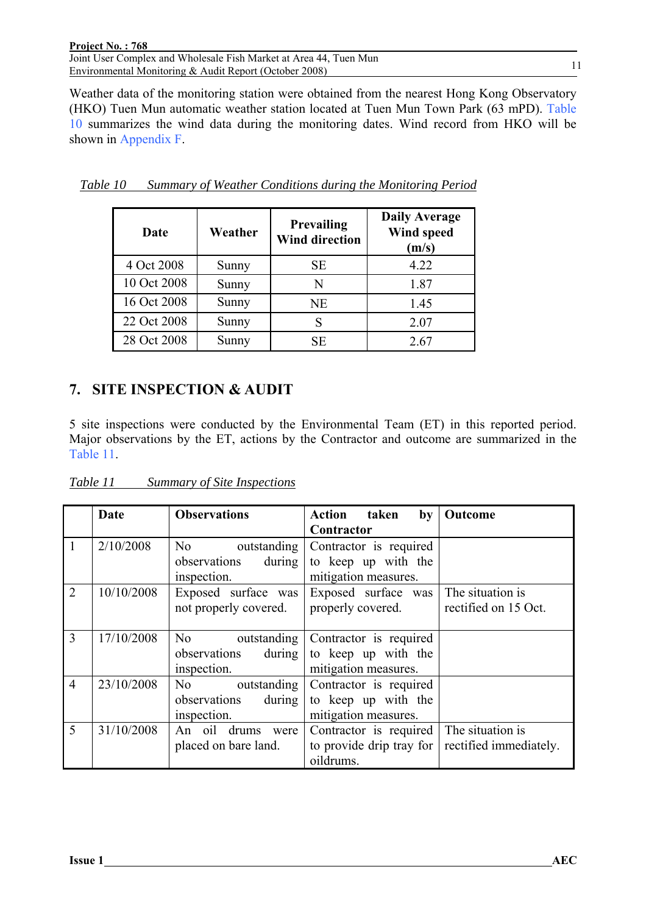Weather data of the monitoring station were obtained from the nearest Hong Kong Observatory (HKO) Tuen Mun automatic weather station located at Tuen Mun Town Park (63 mPD). Table 10 summarizes the wind data during the monitoring dates. Wind record from HKO will be shown in Appendix F.

*Table 10 Summary of Weather Conditions during the Monitoring Period*

| Date | Weather | Prevailing Wind direction | Daily Average Wind speed (m/s) |
|---|---|---|---|
| 4 Oct 2008 | Sunny | SE | 4.22 |
| 10 Oct 2008 | Sunny | N | 1.87 |
| 16 Oct 2008 | Sunny | NE | 1.45 |
| 22 Oct 2008 | Sunny | S | 2.07 |
| 28 Oct 2008 | Sunny | SE | 2.67 |

## 7. SITE INSPECTION & AUDIT

5 site inspections were conducted by the Environmental Team (ET) in this reported period. Major observations by the ET, actions by the Contractor and outcome are summarized in the Table 11.

*Table 11 Summary of Site Inspections*

| | Date | Observations | Action taken by Contractor | Outcome |
|---|---|---|---|---|
| 1 | 2/10/2008 | No outstanding observations during inspection. | Contractor is required to keep up with the mitigation measures. | |
| 2 | 10/10/2008 | Exposed surface was not properly covered. | Exposed surface was properly covered. | The situation is rectified on 15 Oct. |
| 3 | 17/10/2008 | No outstanding observations during inspection. | Contractor is required to keep up with the mitigation measures. | |
| 4 | 23/10/2008 | No outstanding observations during inspection. | Contractor is required to keep up with the mitigation measures. | |
| 5 | 31/10/2008 | An oil drums were placed on bare land. | Contractor is required to provide drip tray for oildrums. | The situation is rectified immediately. |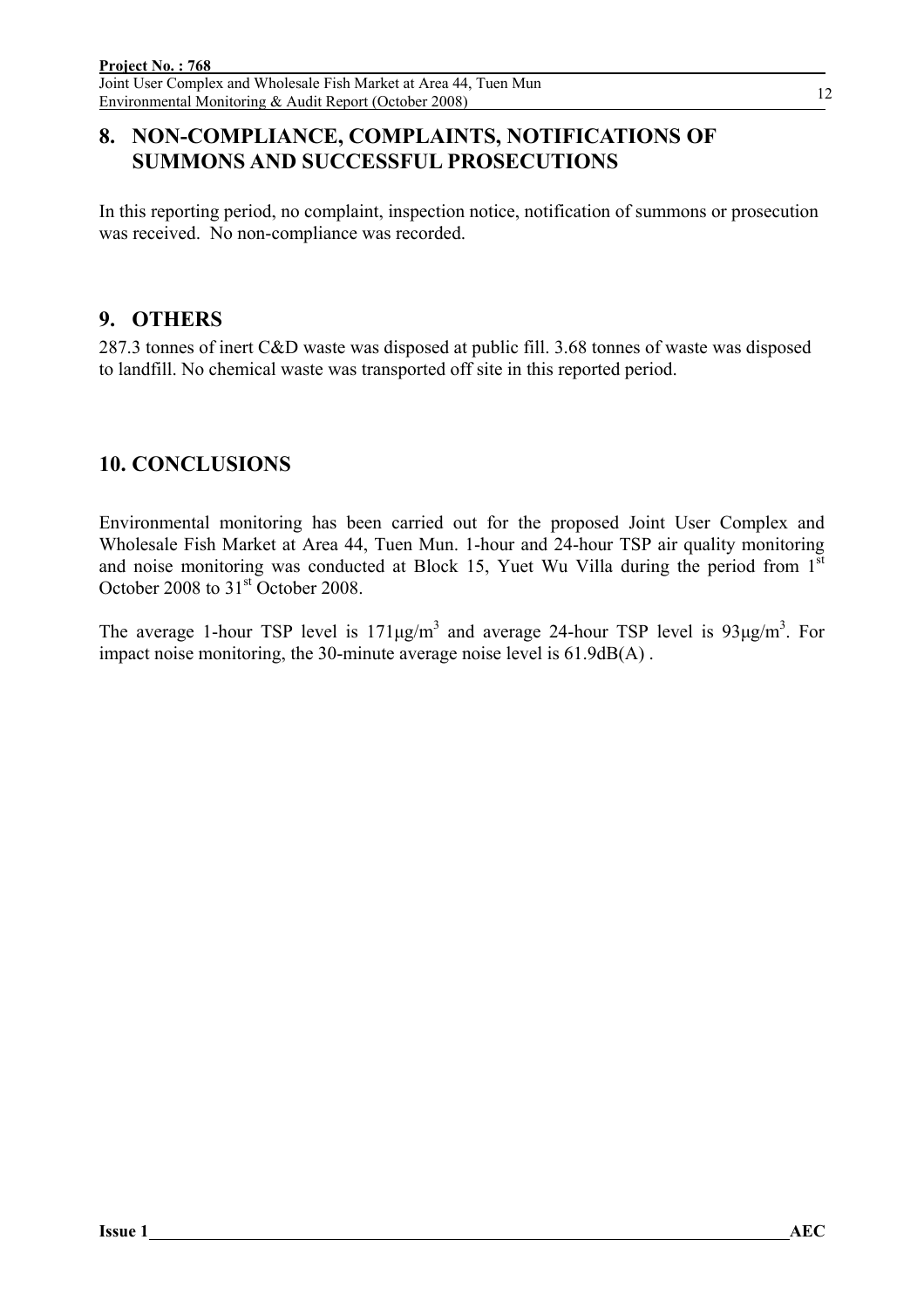## 8. NON-COMPLIANCE, COMPLAINTS, NOTIFICATIONS OF SUMMONS AND SUCCESSFUL PROSECUTIONS

In this reporting period, no complaint, inspection notice, notification of summons or prosecution was received. No non-compliance was recorded.

## 9. OTHERS

287.3 tonnes of inert C&D waste was disposed at public fill. 3.68 tonnes of waste was disposed to landfill. No chemical waste was transported off site in this reported period.

## 10. CONCLUSIONS

Environmental monitoring has been carried out for the proposed Joint User Complex and Wholesale Fish Market at Area 44, Tuen Mun. 1-hour and 24-hour TSP air quality monitoring and noise monitoring was conducted at Block 15, Yuet Wu Villa during the period from 1st October 2008 to 31st October 2008.

The average 1-hour TSP level is $171\mu g/m^3$ and average 24-hour TSP level is $93\mu g/m^3$. For impact noise monitoring, the 30-minute average noise level is 61.9dB(A) .